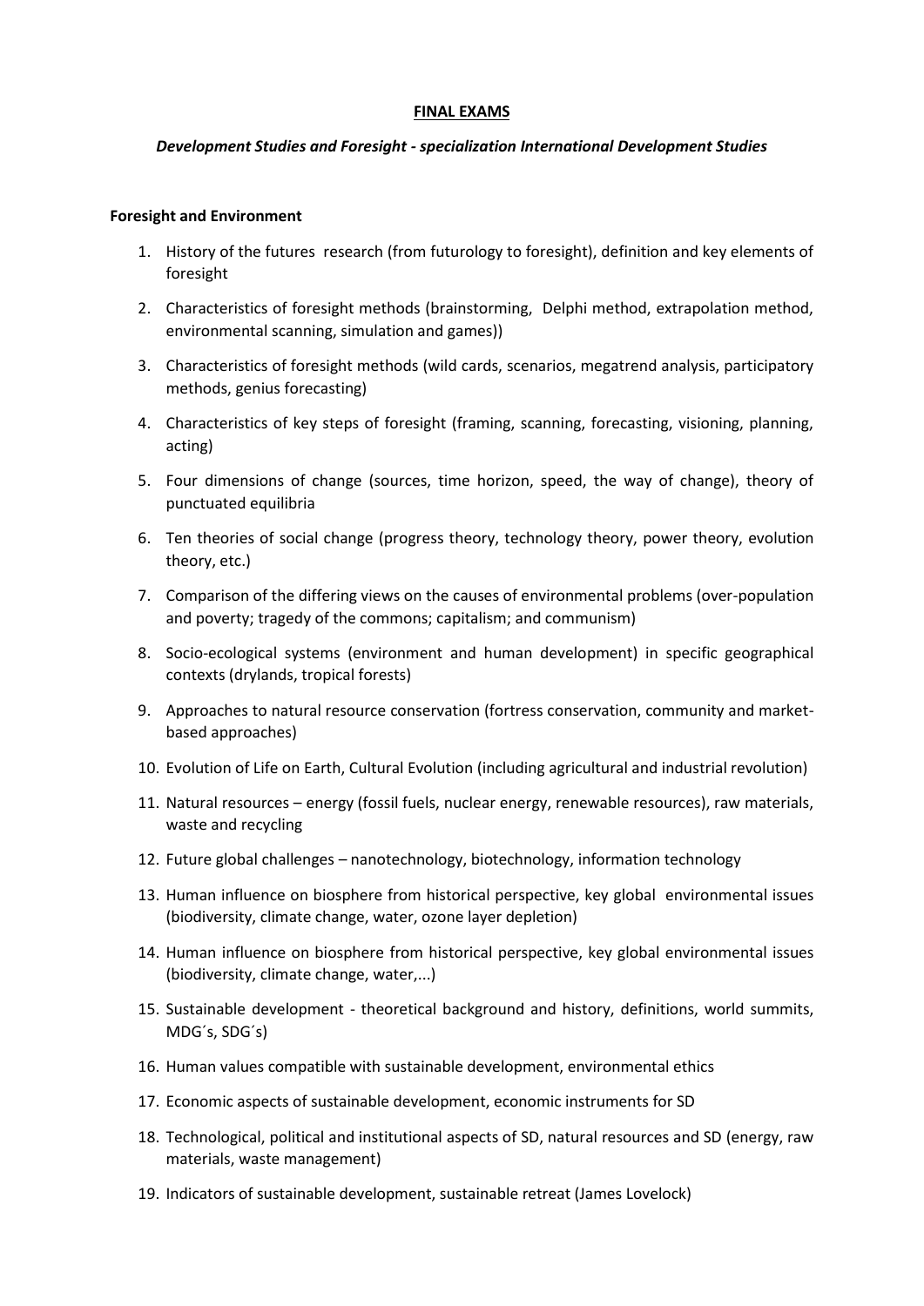# FINAL EXAMS

## *Development Studies and Foresight - specialization International Development Studies*

### Foresight and Environment

1. History of the futures research (from futurology to foresight), definition and key elements of foresight
2. Characteristics of foresight methods (brainstorming, Delphi method, extrapolation method, environmental scanning, simulation and games))
3. Characteristics of foresight methods (wild cards, scenarios, megatrend analysis, participatory methods, genius forecasting)
4. Characteristics of key steps of foresight (framing, scanning, forecasting, visioning, planning, acting)
5. Four dimensions of change (sources, time horizon, speed, the way of change), theory of punctuated equilibria
6. Ten theories of social change (progress theory, technology theory, power theory, evolution theory, etc.)
7. Comparison of the differing views on the causes of environmental problems (over-population and poverty; tragedy of the commons; capitalism; and communism)
8. Socio-ecological systems (environment and human development) in specific geographical contexts (drylands, tropical forests)
9. Approaches to natural resource conservation (fortress conservation, community and market-based approaches)
10. Evolution of Life on Earth, Cultural Evolution (including agricultural and industrial revolution)
11. Natural resources – energy (fossil fuels, nuclear energy, renewable resources), raw materials, waste and recycling
12. Future global challenges – nanotechnology, biotechnology, information technology
13. Human influence on biosphere from historical perspective, key global environmental issues (biodiversity, climate change, water, ozone layer depletion)
14. Human influence on biosphere from historical perspective, key global environmental issues (biodiversity, climate change, water,...)
15. Sustainable development - theoretical background and history, definitions, world summits, MDG´s, SDG´s)
16. Human values compatible with sustainable development, environmental ethics
17. Economic aspects of sustainable development, economic instruments for SD
18. Technological, political and institutional aspects of SD, natural resources and SD (energy, raw materials, waste management)
19. Indicators of sustainable development, sustainable retreat (James Lovelock)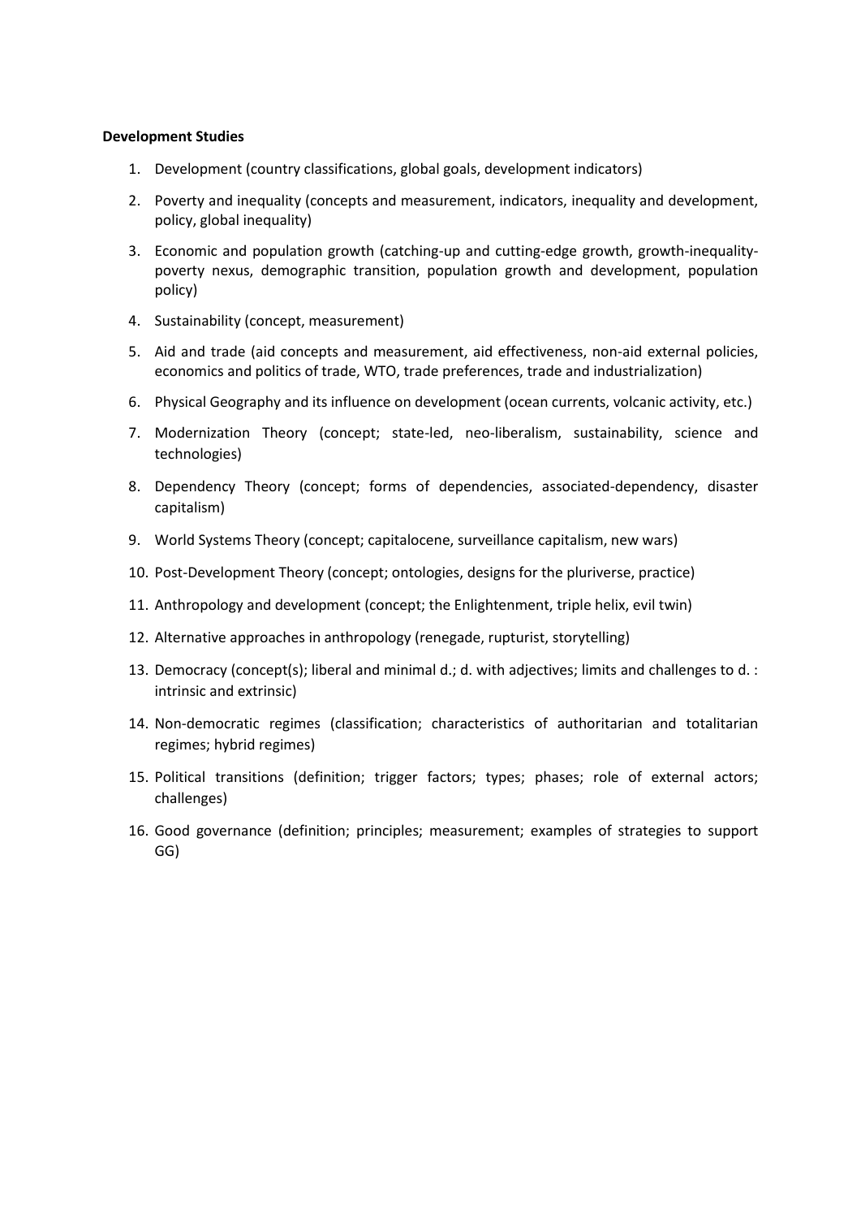**Development Studies**

1. Development (country classifications, global goals, development indicators)
2. Poverty and inequality (concepts and measurement, indicators, inequality and development, policy, global inequality)
3. Economic and population growth (catching-up and cutting-edge growth, growth-inequality-poverty nexus, demographic transition, population growth and development, population policy)
4. Sustainability (concept, measurement)
5. Aid and trade (aid concepts and measurement, aid effectiveness, non-aid external policies, economics and politics of trade, WTO, trade preferences, trade and industrialization)
6. Physical Geography and its influence on development (ocean currents, volcanic activity, etc.)
7. Modernization Theory (concept; state-led, neo-liberalism, sustainability, science and technologies)
8. Dependency Theory (concept; forms of dependencies, associated-dependency, disaster capitalism)
9. World Systems Theory (concept; capitalocene, surveillance capitalism, new wars)
10. Post-Development Theory (concept; ontologies, designs for the pluriverse, practice)
11. Anthropology and development (concept; the Enlightenment, triple helix, evil twin)
12. Alternative approaches in anthropology (renegade, rupturist, storytelling)
13. Democracy (concept(s); liberal and minimal d.; d. with adjectives; limits and challenges to d. : intrinsic and extrinsic)
14. Non-democratic regimes (classification; characteristics of authoritarian and totalitarian regimes; hybrid regimes)
15. Political transitions (definition; trigger factors; types; phases; role of external actors; challenges)
16. Good governance (definition; principles; measurement; examples of strategies to support GG)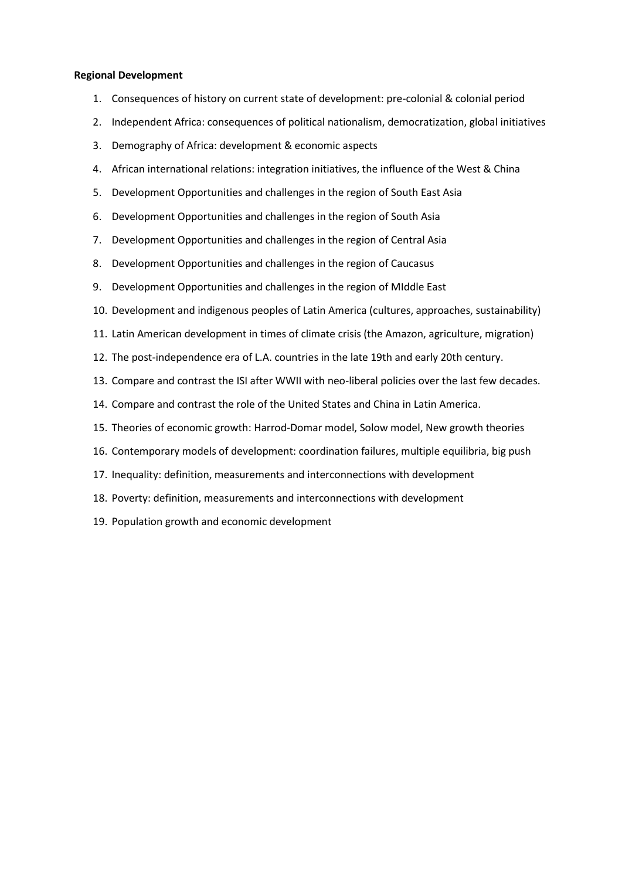**Regional Development**

1. Consequences of history on current state of development: pre-colonial & colonial period
2. Independent Africa: consequences of political nationalism, democratization, global initiatives
3. Demography of Africa: development & economic aspects
4. African international relations: integration initiatives, the influence of the West & China
5. Development Opportunities and challenges in the region of South East Asia
6. Development Opportunities and challenges in the region of South Asia
7. Development Opportunities and challenges in the region of Central Asia
8. Development Opportunities and challenges in the region of Caucasus
9. Development Opportunities and challenges in the region of MIddle East
10. Development and indigenous peoples of Latin America (cultures, approaches, sustainability)
11. Latin American development in times of climate crisis (the Amazon, agriculture, migration)
12. The post-independence era of L.A. countries in the late 19th and early 20th century.
13. Compare and contrast the ISI after WWII with neo-liberal policies over the last few decades.
14. Compare and contrast the role of the United States and China in Latin America.
15. Theories of economic growth: Harrod-Domar model, Solow model, New growth theories
16. Contemporary models of development: coordination failures, multiple equilibria, big push
17. Inequality: definition, measurements and interconnections with development
18. Poverty: definition, measurements and interconnections with development
19. Population growth and economic development